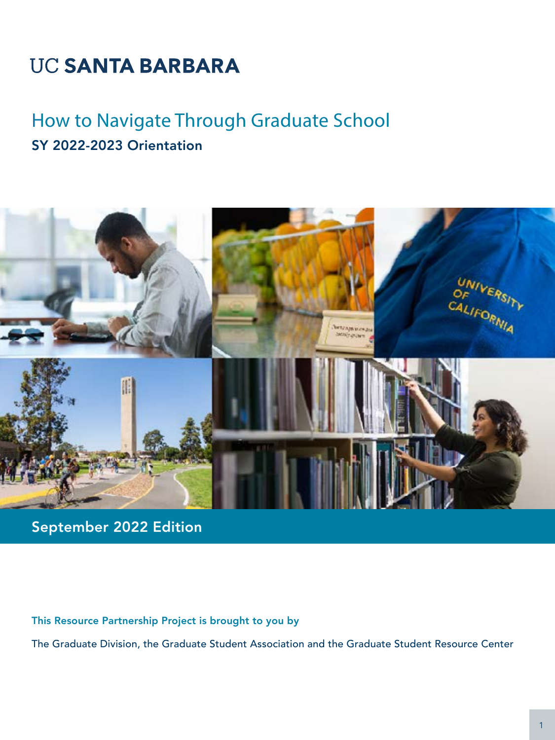# UC SANTA BARBARA

## How to Navigate Through Graduate School

### SY 2022-2023 Orientation

**September 2022 Edition**

**This Resource Partnership Project is brought to you by**

The Graduate Division, the Graduate Student Association and the Graduate Student Resource Center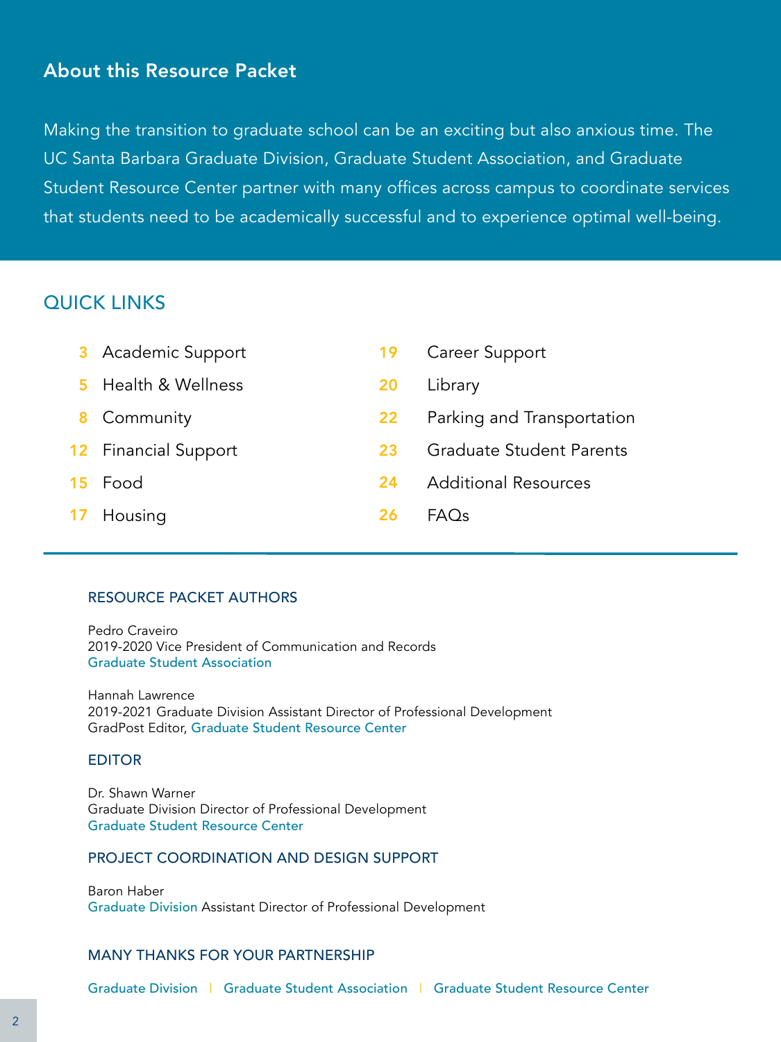## About this Resource Packet

Making the transition to graduate school can be an exciting but also anxious time. The UC Santa Barbara Graduate Division, Graduate Student Association, and Graduate Student Resource Center partner with many offices across campus to coordinate services that students need to be academically successful and to experience optimal well-being.

## QUICK LINKS

- 3 Academic Support
- 5 Health & Wellness
- 8 Community
- 12 Financial Support
- 15 Food
- 17 Housing
- 19 Career Support
- 20 Library
- 22 Parking and Transportation
- 23 Graduate Student Parents
- 24 Additional Resources
- 26 FAQs

### RESOURCE PACKET AUTHORS

Pedro Craveiro
2019-2020 Vice President of Communication and Records
Graduate Student Association

Hannah Lawrence
2019-2021 Graduate Division Assistant Director of Professional Development
GradPost Editor, Graduate Student Resource Center

### EDITOR

Dr. Shawn Warner
Graduate Division Director of Professional Development
Graduate Student Resource Center

### PROJECT COORDINATION AND DESIGN SUPPORT

Baron Haber
Graduate Division Assistant Director of Professional Development

### MANY THANKS FOR YOUR PARTNERSHIP

Graduate Division | Graduate Student Association | Graduate Student Resource Center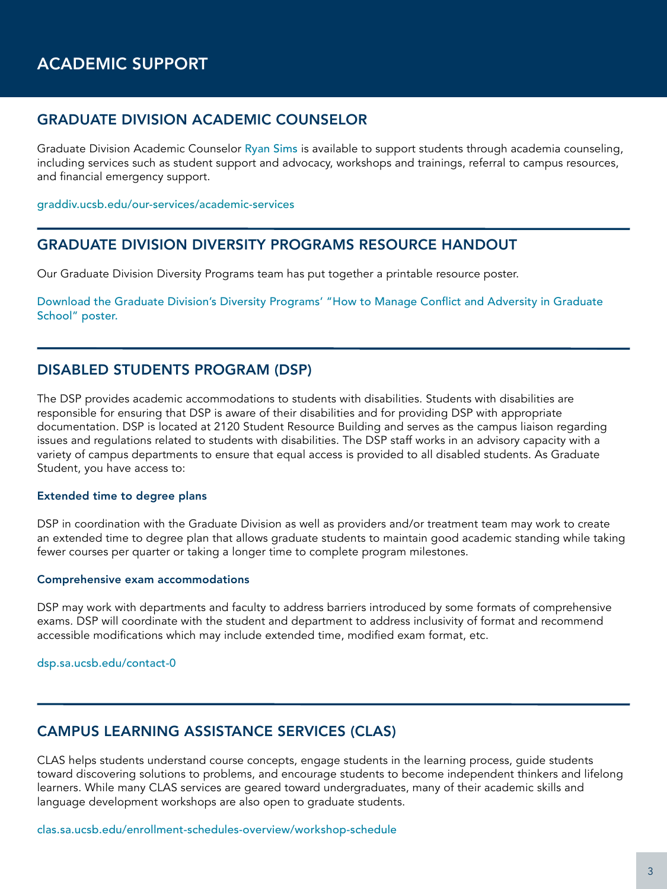# ACADEMIC SUPPORT

## GRADUATE DIVISION ACADEMIC COUNSELOR

Graduate Division Academic Counselor Ryan Sims is available to support students through academia counseling, including services such as student support and advocacy, workshops and trainings, referral to campus resources, and financial emergency support.

graddiv.ucsb.edu/our-services/academic-services

## GRADUATE DIVISION DIVERSITY PROGRAMS RESOURCE HANDOUT

Our Graduate Division Diversity Programs team has put together a printable resource poster.

Download the Graduate Division's Diversity Programs' "How to Manage Conflict and Adversity in Graduate School" poster.

## DISABLED STUDENTS PROGRAM (DSP)

The DSP provides academic accommodations to students with disabilities. Students with disabilities are responsible for ensuring that DSP is aware of their disabilities and for providing DSP with appropriate documentation. DSP is located at 2120 Student Resource Building and serves as the campus liaison regarding issues and regulations related to students with disabilities. The DSP staff works in an advisory capacity with a variety of campus departments to ensure that equal access is provided to all disabled students. As Graduate Student, you have access to:

### Extended time to degree plans

DSP in coordination with the Graduate Division as well as providers and/or treatment team may work to create an extended time to degree plan that allows graduate students to maintain good academic standing while taking fewer courses per quarter or taking a longer time to complete program milestones.

### Comprehensive exam accommodations

DSP may work with departments and faculty to address barriers introduced by some formats of comprehensive exams. DSP will coordinate with the student and department to address inclusivity of format and recommend accessible modifications which may include extended time, modified exam format, etc.

dsp.sa.ucsb.edu/contact-0

## CAMPUS LEARNING ASSISTANCE SERVICES (CLAS)

CLAS helps students understand course concepts, engage students in the learning process, guide students toward discovering solutions to problems, and encourage students to become independent thinkers and lifelong learners. While many CLAS services are geared toward undergraduates, many of their academic skills and language development workshops are also open to graduate students.

clas.sa.ucsb.edu/enrollment-schedules-overview/workshop-schedule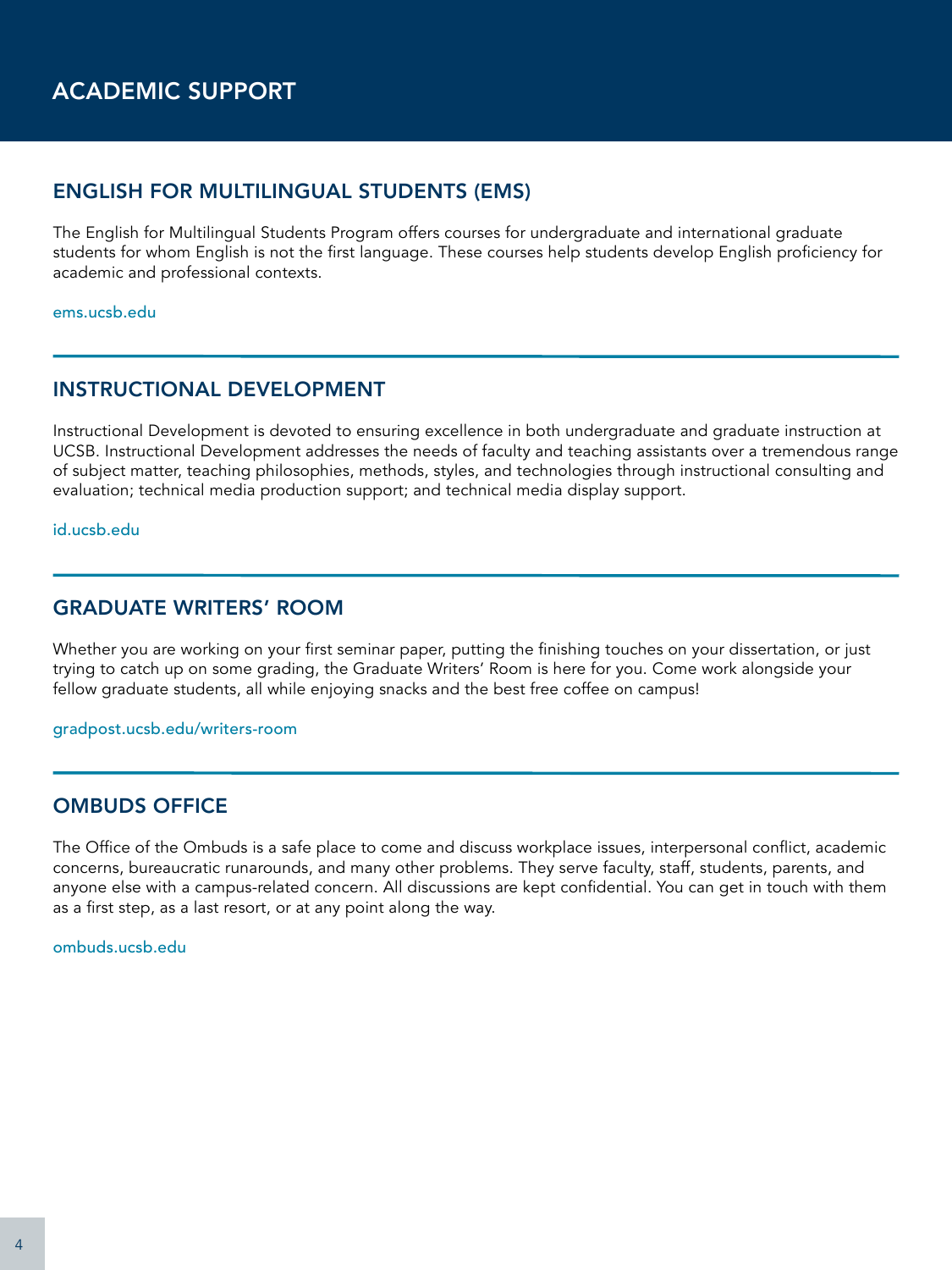# ACADEMIC SUPPORT

## ENGLISH FOR MULTILINGUAL STUDENTS (EMS)

The English for Multilingual Students Program offers courses for undergraduate and international graduate students for whom English is not the first language. These courses help students develop English proficiency for academic and professional contexts.

ems.ucsb.edu

## INSTRUCTIONAL DEVELOPMENT

Instructional Development is devoted to ensuring excellence in both undergraduate and graduate instruction at UCSB. Instructional Development addresses the needs of faculty and teaching assistants over a tremendous range of subject matter, teaching philosophies, methods, styles, and technologies through instructional consulting and evaluation; technical media production support; and technical media display support.

id.ucsb.edu

## GRADUATE WRITERS' ROOM

Whether you are working on your first seminar paper, putting the finishing touches on your dissertation, or just trying to catch up on some grading, the Graduate Writers' Room is here for you. Come work alongside your fellow graduate students, all while enjoying snacks and the best free coffee on campus!

gradpost.ucsb.edu/writers-room

## OMBUDS OFFICE

The Office of the Ombuds is a safe place to come and discuss workplace issues, interpersonal conflict, academic concerns, bureaucratic runarounds, and many other problems. They serve faculty, staff, students, parents, and anyone else with a campus-related concern. All discussions are kept confidential. You can get in touch with them as a first step, as a last resort, or at any point along the way.

ombuds.ucsb.edu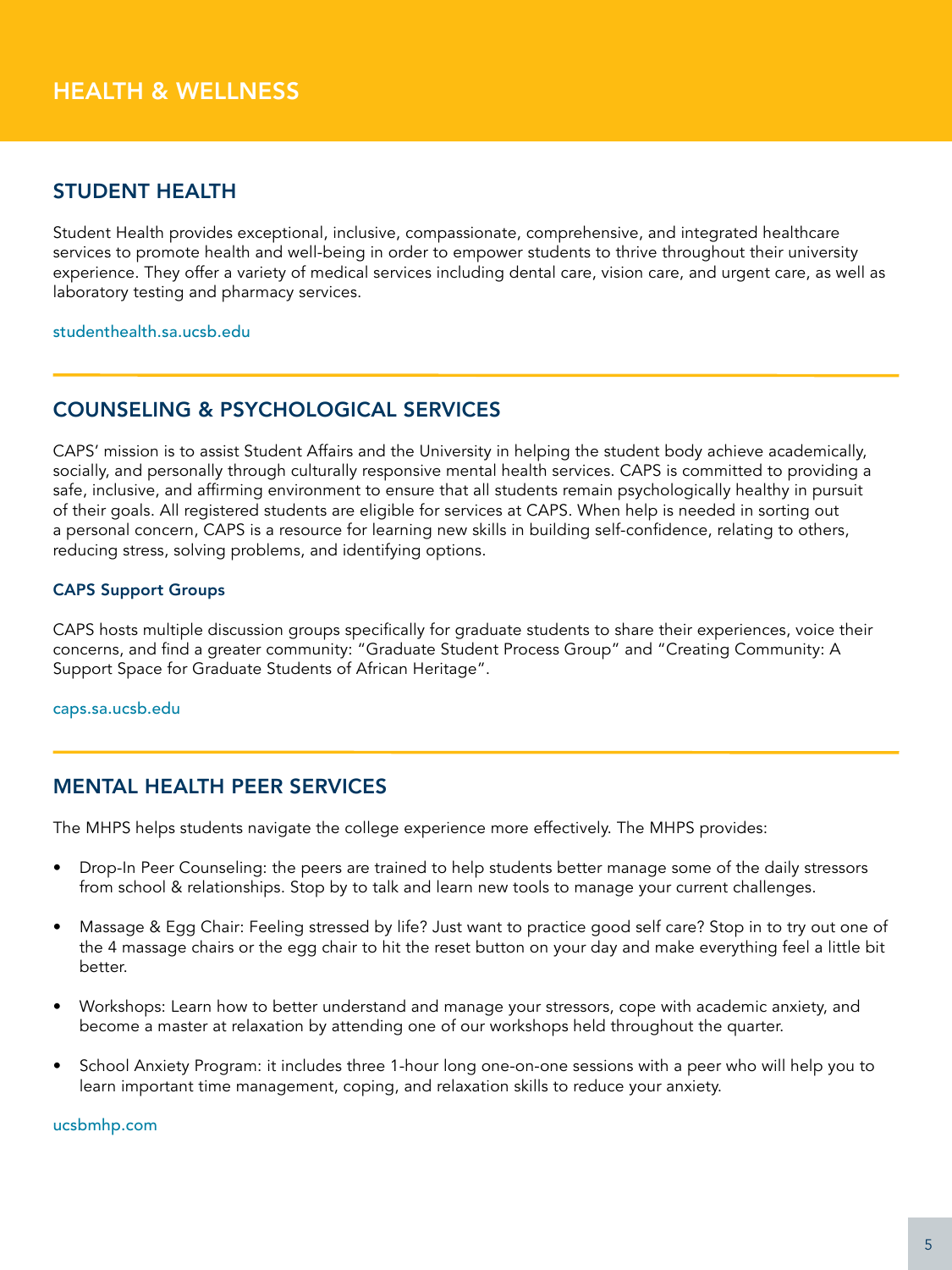# HEALTH & WELLNESS

## STUDENT HEALTH

Student Health provides exceptional, inclusive, compassionate, comprehensive, and integrated healthcare services to promote health and well-being in order to empower students to thrive throughout their university experience. They offer a variety of medical services including dental care, vision care, and urgent care, as well as laboratory testing and pharmacy services.

studenthealth.sa.ucsb.edu

## COUNSELING & PSYCHOLOGICAL SERVICES

CAPS' mission is to assist Student Affairs and the University in helping the student body achieve academically, socially, and personally through culturally responsive mental health services. CAPS is committed to providing a safe, inclusive, and affirming environment to ensure that all students remain psychologically healthy in pursuit of their goals. All registered students are eligible for services at CAPS. When help is needed in sorting out a personal concern, CAPS is a resource for learning new skills in building self-confidence, relating to others, reducing stress, solving problems, and identifying options.

### CAPS Support Groups

CAPS hosts multiple discussion groups specifically for graduate students to share their experiences, voice their concerns, and find a greater community: "Graduate Student Process Group" and "Creating Community: A Support Space for Graduate Students of African Heritage".

caps.sa.ucsb.edu

## MENTAL HEALTH PEER SERVICES

The MHPS helps students navigate the college experience more effectively. The MHPS provides:

- Drop-In Peer Counseling: the peers are trained to help students better manage some of the daily stressors from school & relationships. Stop by to talk and learn new tools to manage your current challenges.
- Massage & Egg Chair: Feeling stressed by life? Just want to practice good self care? Stop in to try out one of the 4 massage chairs or the egg chair to hit the reset button on your day and make everything feel a little bit better.
- Workshops: Learn how to better understand and manage your stressors, cope with academic anxiety, and become a master at relaxation by attending one of our workshops held throughout the quarter.
- School Anxiety Program: it includes three 1-hour long one-on-one sessions with a peer who will help you to learn important time management, coping, and relaxation skills to reduce your anxiety.

ucsbmhp.com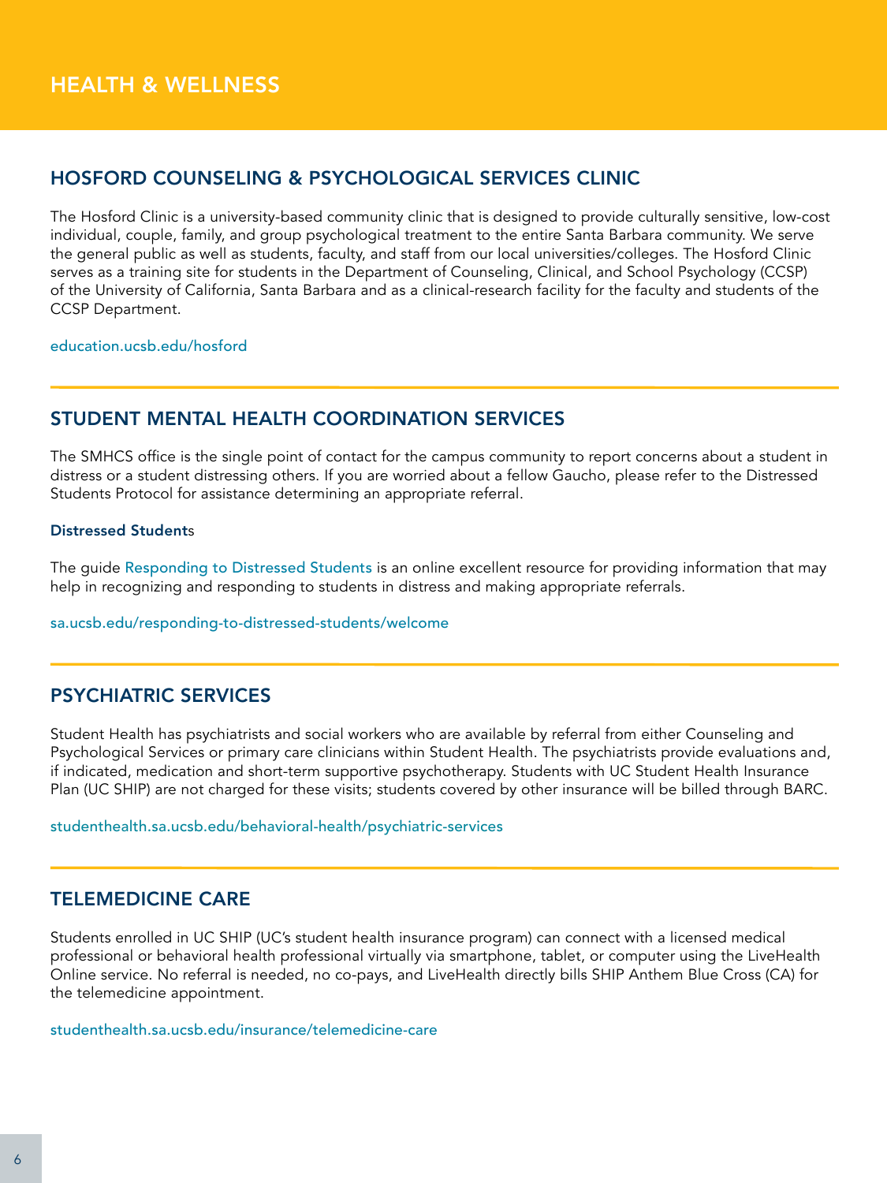# HEALTH & WELLNESS

## HOSFORD COUNSELING & PSYCHOLOGICAL SERVICES CLINIC

The Hosford Clinic is a university-based community clinic that is designed to provide culturally sensitive, low-cost individual, couple, family, and group psychological treatment to the entire Santa Barbara community. We serve the general public as well as students, faculty, and staff from our local universities/colleges. The Hosford Clinic serves as a training site for students in the Department of Counseling, Clinical, and School Psychology (CCSP) of the University of California, Santa Barbara and as a clinical-research facility for the faculty and students of the CCSP Department.

education.ucsb.edu/hosford

## STUDENT MENTAL HEALTH COORDINATION SERVICES

The SMHCS office is the single point of contact for the campus community to report concerns about a student in distress or a student distressing others. If you are worried about a fellow Gaucho, please refer to the Distressed Students Protocol for assistance determining an appropriate referral.

**Distressed Student**s

The guide Responding to Distressed Students is an online excellent resource for providing information that may help in recognizing and responding to students in distress and making appropriate referrals.

sa.ucsb.edu/responding-to-distressed-students/welcome

## PSYCHIATRIC SERVICES

Student Health has psychiatrists and social workers who are available by referral from either Counseling and Psychological Services or primary care clinicians within Student Health. The psychiatrists provide evaluations and, if indicated, medication and short-term supportive psychotherapy. Students with UC Student Health Insurance Plan (UC SHIP) are not charged for these visits; students covered by other insurance will be billed through BARC.

studenthealth.sa.ucsb.edu/behavioral-health/psychiatric-services

## TELEMEDICINE CARE

Students enrolled in UC SHIP (UC's student health insurance program) can connect with a licensed medical professional or behavioral health professional virtually via smartphone, tablet, or computer using the LiveHealth Online service. No referral is needed, no co-pays, and LiveHealth directly bills SHIP Anthem Blue Cross (CA) for the telemedicine appointment.

studenthealth.sa.ucsb.edu/insurance/telemedicine-care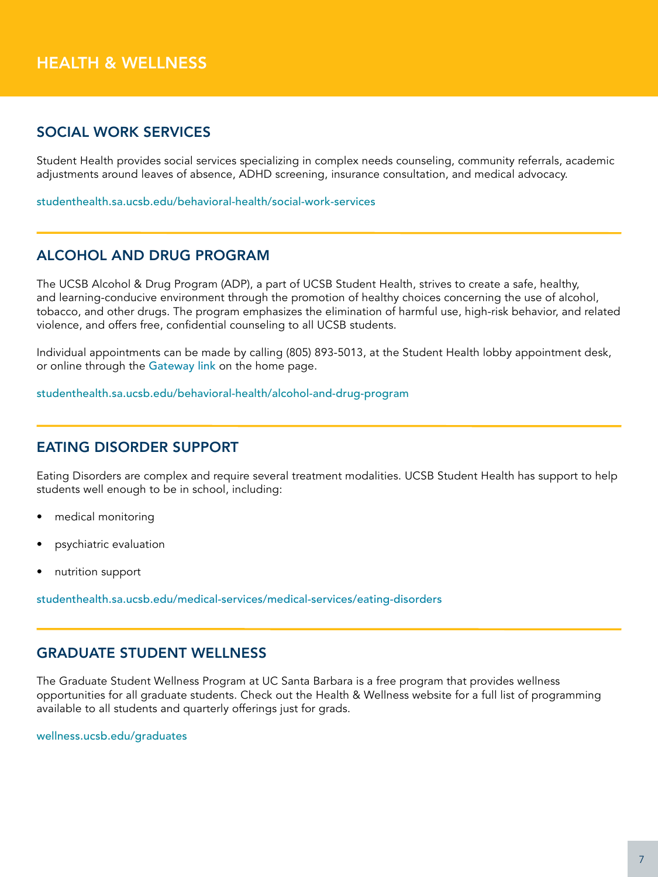# HEALTH & WELLNESS

## SOCIAL WORK SERVICES

Student Health provides social services specializing in complex needs counseling, community referrals, academic adjustments around leaves of absence, ADHD screening, insurance consultation, and medical advocacy.

studenthealth.sa.ucsb.edu/behavioral-health/social-work-services

---

## ALCOHOL AND DRUG PROGRAM

The UCSB Alcohol & Drug Program (ADP), a part of UCSB Student Health, strives to create a safe, healthy, and learning-conducive environment through the promotion of healthy choices concerning the use of alcohol, tobacco, and other drugs. The program emphasizes the elimination of harmful use, high-risk behavior, and related violence, and offers free, confidential counseling to all UCSB students.

Individual appointments can be made by calling (805) 893-5013, at the Student Health lobby appointment desk, or online through the Gateway link on the home page.

studenthealth.sa.ucsb.edu/behavioral-health/alcohol-and-drug-program

---

## EATING DISORDER SUPPORT

Eating Disorders are complex and require several treatment modalities. UCSB Student Health has support to help students well enough to be in school, including:

- medical monitoring
- psychiatric evaluation
- nutrition support

studenthealth.sa.ucsb.edu/medical-services/medical-services/eating-disorders

---

## GRADUATE STUDENT WELLNESS

The Graduate Student Wellness Program at UC Santa Barbara is a free program that provides wellness opportunities for all graduate students. Check out the Health & Wellness website for a full list of programming available to all students and quarterly offerings just for grads.

wellness.ucsb.edu/graduates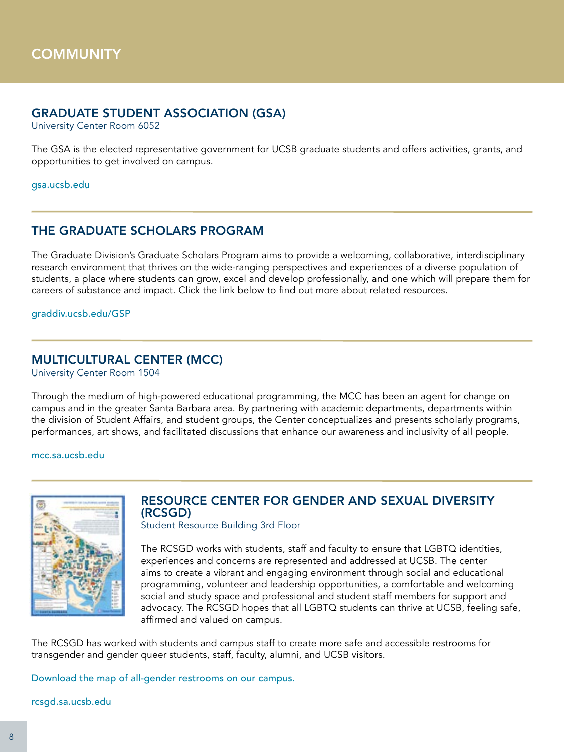# COMMUNITY

## GRADUATE STUDENT ASSOCIATION (GSA)

University Center Room 6052

The GSA is the elected representative government for UCSB graduate students and offers activities, grants, and opportunities to get involved on campus.

gsa.ucsb.edu

---

## THE GRADUATE SCHOLARS PROGRAM

The Graduate Division's Graduate Scholars Program aims to provide a welcoming, collaborative, interdisciplinary research environment that thrives on the wide-ranging perspectives and experiences of a diverse population of students, a place where students can grow, excel and develop professionally, and one which will prepare them for careers of substance and impact. Click the link below to find out more about related resources.

graddiv.ucsb.edu/GSP

---

## MULTICULTURAL CENTER (MCC)

University Center Room 1504

Through the medium of high-powered educational programming, the MCC has been an agent for change on campus and in the greater Santa Barbara area. By partnering with academic departments, departments within the division of Student Affairs, and student groups, the Center conceptualizes and presents scholarly programs, performances, art shows, and facilitated discussions that enhance our awareness and inclusivity of all people.

mcc.sa.ucsb.edu

---

## RESOURCE CENTER FOR GENDER AND SEXUAL DIVERSITY (RCSGD)

Student Resource Building 3rd Floor

The RCSGD works with students, staff and faculty to ensure that LGBTQ identities, experiences and concerns are represented and addressed at UCSB. The center aims to create a vibrant and engaging environment through social and educational programming, volunteer and leadership opportunities, a comfortable and welcoming social and study space and professional and student staff members for support and advocacy. The RCSGD hopes that all LGBTQ students can thrive at UCSB, feeling safe, affirmed and valued on campus.

The RCSGD has worked with students and campus staff to create more safe and accessible restrooms for transgender and gender queer students, staff, faculty, alumni, and UCSB visitors.

Download the map of all-gender restrooms on our campus.

rcsgd.sa.ucsb.edu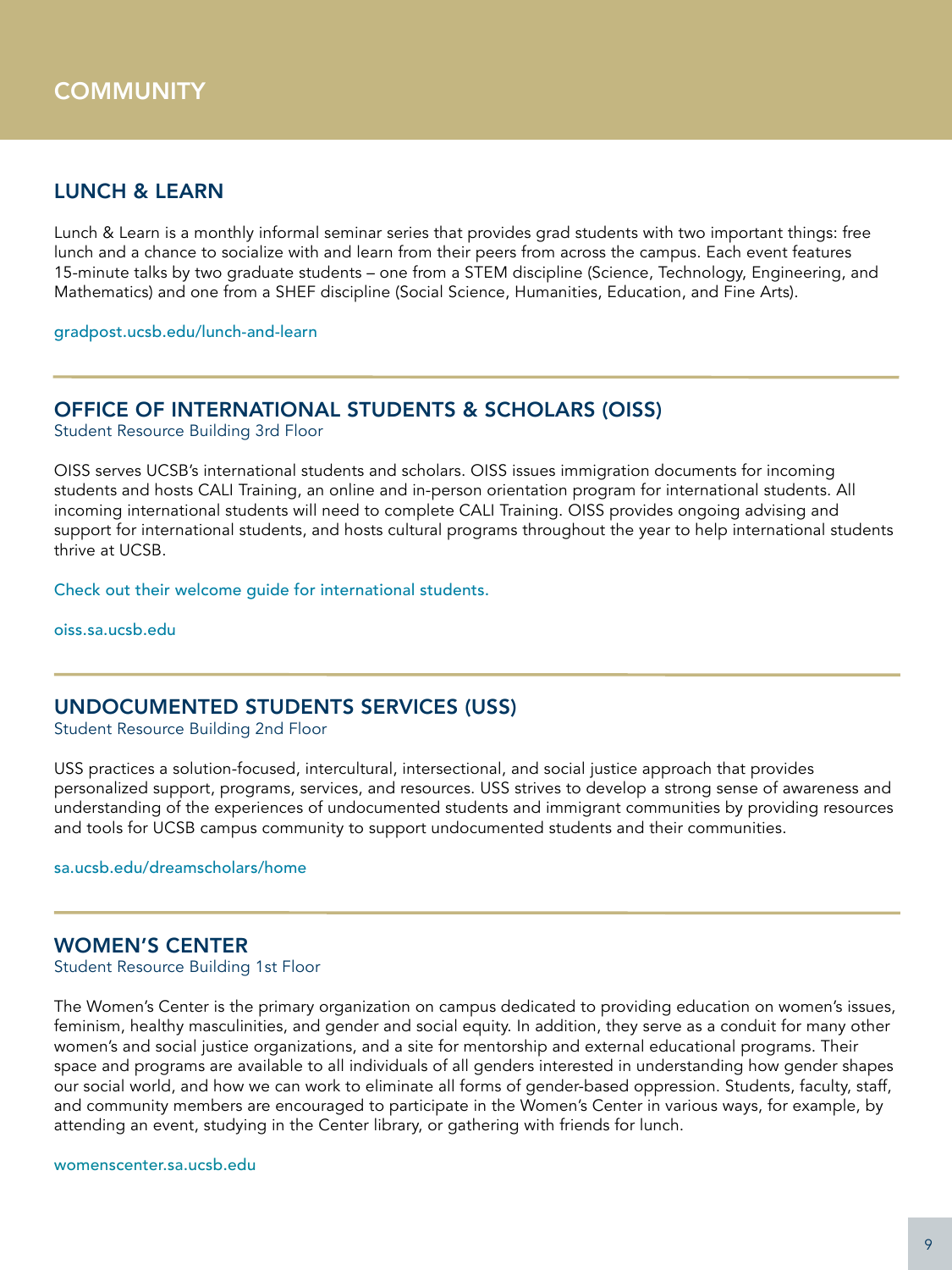# COMMUNITY

## LUNCH & LEARN

Lunch & Learn is a monthly informal seminar series that provides grad students with two important things: free lunch and a chance to socialize with and learn from their peers from across the campus. Each event features 15-minute talks by two graduate students – one from a STEM discipline (Science, Technology, Engineering, and Mathematics) and one from a SHEF discipline (Social Science, Humanities, Education, and Fine Arts).

gradpost.ucsb.edu/lunch-and-learn

---

## OFFICE OF INTERNATIONAL STUDENTS & SCHOLARS (OISS)

Student Resource Building 3rd Floor

OISS serves UCSB's international students and scholars. OISS issues immigration documents for incoming students and hosts CALI Training, an online and in-person orientation program for international students. All incoming international students will need to complete CALI Training. OISS provides ongoing advising and support for international students, and hosts cultural programs throughout the year to help international students thrive at UCSB.

Check out their welcome guide for international students.

oiss.sa.ucsb.edu

---

## UNDOCUMENTED STUDENTS SERVICES (USS)

Student Resource Building 2nd Floor

USS practices a solution-focused, intercultural, intersectional, and social justice approach that provides personalized support, programs, services, and resources. USS strives to develop a strong sense of awareness and understanding of the experiences of undocumented students and immigrant communities by providing resources and tools for UCSB campus community to support undocumented students and their communities.

sa.ucsb.edu/dreamscholars/home

---

## WOMEN'S CENTER

Student Resource Building 1st Floor

The Women's Center is the primary organization on campus dedicated to providing education on women's issues, feminism, healthy masculinities, and gender and social equity. In addition, they serve as a conduit for many other women's and social justice organizations, and a site for mentorship and external educational programs. Their space and programs are available to all individuals of all genders interested in understanding how gender shapes our social world, and how we can work to eliminate all forms of gender-based oppression. Students, faculty, staff, and community members are encouraged to participate in the Women's Center in various ways, for example, by attending an event, studying in the Center library, or gathering with friends for lunch.

womenscenter.sa.ucsb.edu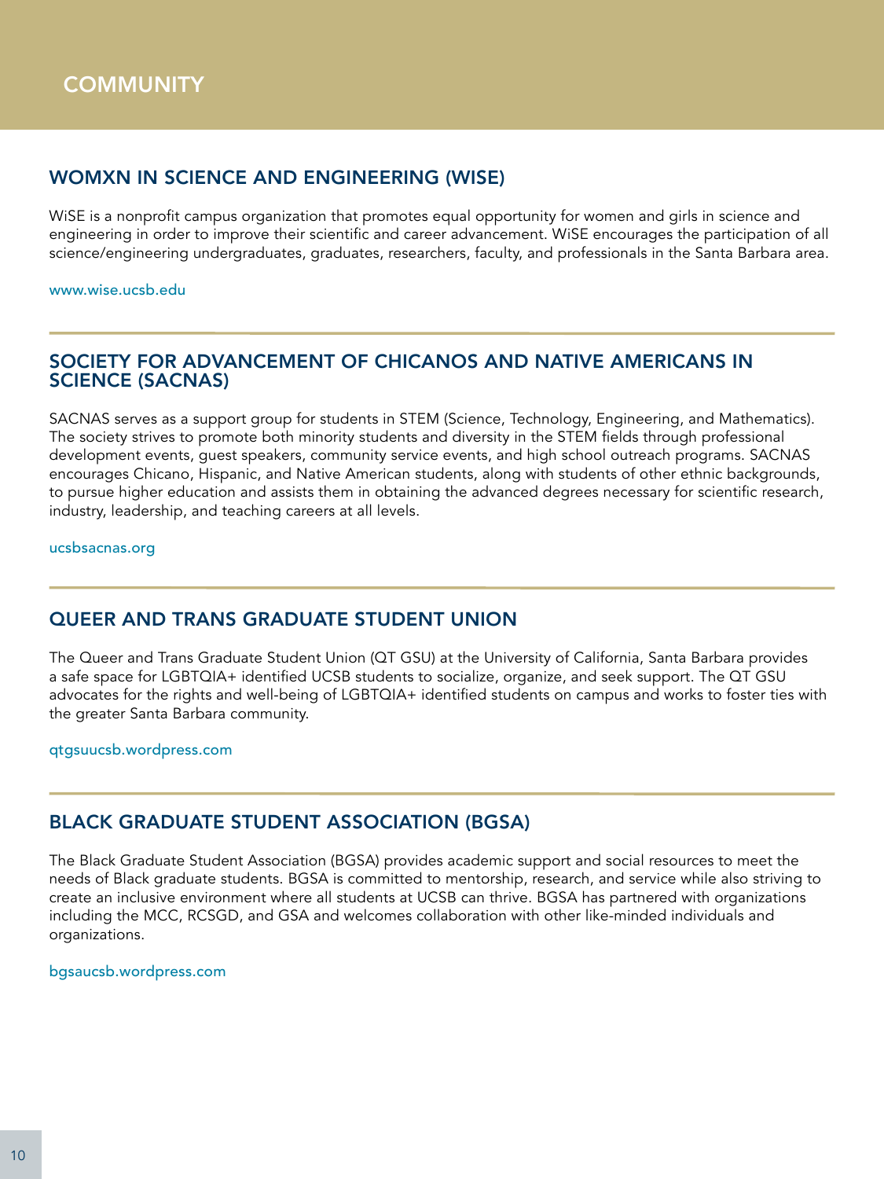# COMMUNITY

## WOMXN IN SCIENCE AND ENGINEERING (WISE)

WiSE is a nonprofit campus organization that promotes equal opportunity for women and girls in science and engineering in order to improve their scientific and career advancement. WiSE encourages the participation of all science/engineering undergraduates, graduates, researchers, faculty, and professionals in the Santa Barbara area.

www.wise.ucsb.edu

---

## SOCIETY FOR ADVANCEMENT OF CHICANOS AND NATIVE AMERICANS IN SCIENCE (SACNAS)

SACNAS serves as a support group for students in STEM (Science, Technology, Engineering, and Mathematics). The society strives to promote both minority students and diversity in the STEM fields through professional development events, guest speakers, community service events, and high school outreach programs. SACNAS encourages Chicano, Hispanic, and Native American students, along with students of other ethnic backgrounds, to pursue higher education and assists them in obtaining the advanced degrees necessary for scientific research, industry, leadership, and teaching careers at all levels.

ucsbsacnas.org

---

## QUEER AND TRANS GRADUATE STUDENT UNION

The Queer and Trans Graduate Student Union (QT GSU) at the University of California, Santa Barbara provides a safe space for LGBTQIA+ identified UCSB students to socialize, organize, and seek support. The QT GSU advocates for the rights and well-being of LGBTQIA+ identified students on campus and works to foster ties with the greater Santa Barbara community.

qtgsuucsb.wordpress.com

---

## BLACK GRADUATE STUDENT ASSOCIATION (BGSA)

The Black Graduate Student Association (BGSA) provides academic support and social resources to meet the needs of Black graduate students. BGSA is committed to mentorship, research, and service while also striving to create an inclusive environment where all students at UCSB can thrive. BGSA has partnered with organizations including the MCC, RCSGD, and GSA and welcomes collaboration with other like-minded individuals and organizations.

bgsaucsb.wordpress.com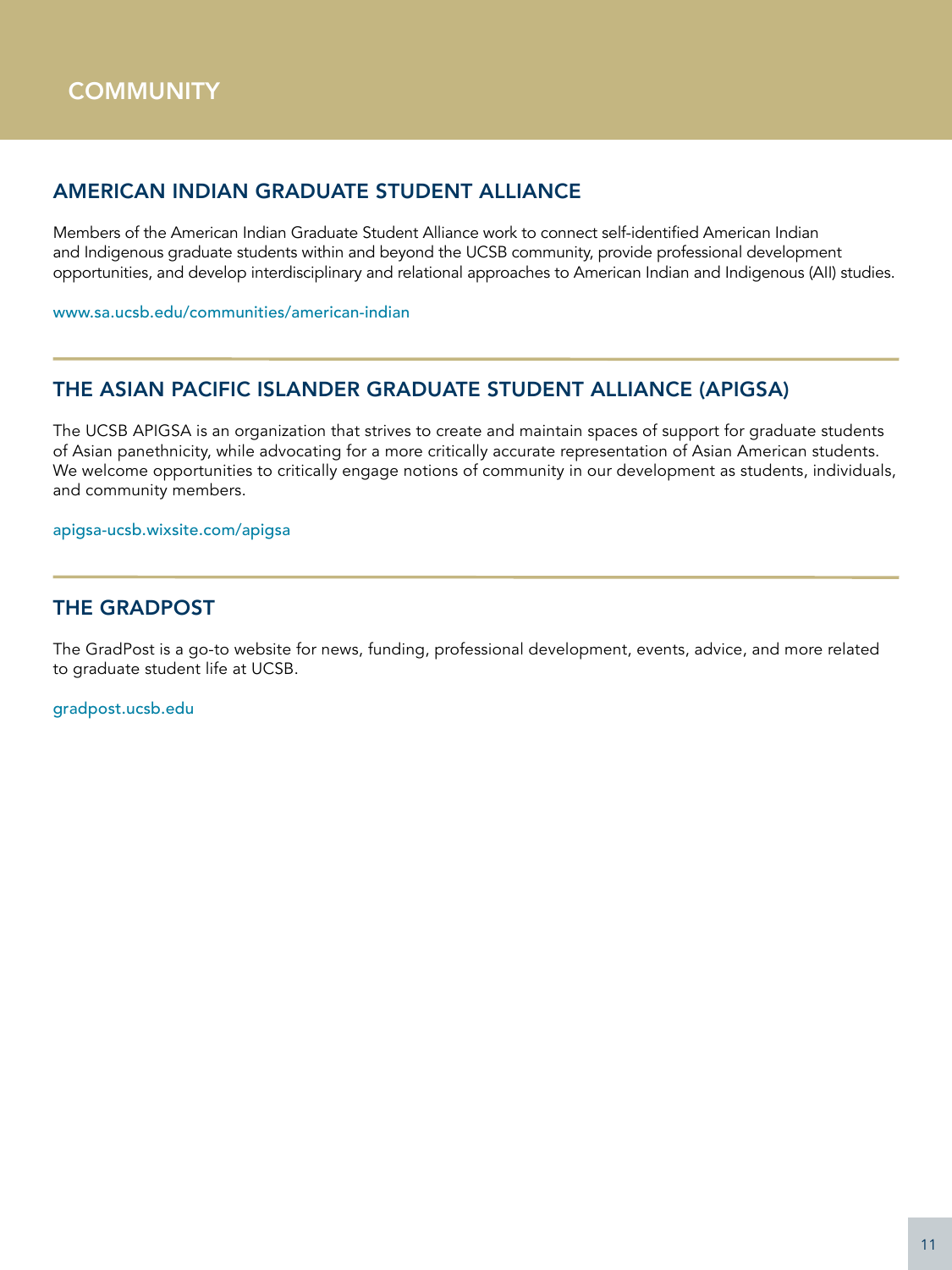# COMMUNITY

## AMERICAN INDIAN GRADUATE STUDENT ALLIANCE

Members of the American Indian Graduate Student Alliance work to connect self-identified American Indian and Indigenous graduate students within and beyond the UCSB community, provide professional development opportunities, and develop interdisciplinary and relational approaches to American Indian and Indigenous (AII) studies.

www.sa.ucsb.edu/communities/american-indian

---

## THE ASIAN PACIFIC ISLANDER GRADUATE STUDENT ALLIANCE (APIGSA)

The UCSB APIGSA is an organization that strives to create and maintain spaces of support for graduate students of Asian panethnicity, while advocating for a more critically accurate representation of Asian American students. We welcome opportunities to critically engage notions of community in our development as students, individuals, and community members.

apigsa-ucsb.wixsite.com/apigsa

---

## THE GRADPOST

The GradPost is a go-to website for news, funding, professional development, events, advice, and more related to graduate student life at UCSB.

gradpost.ucsb.edu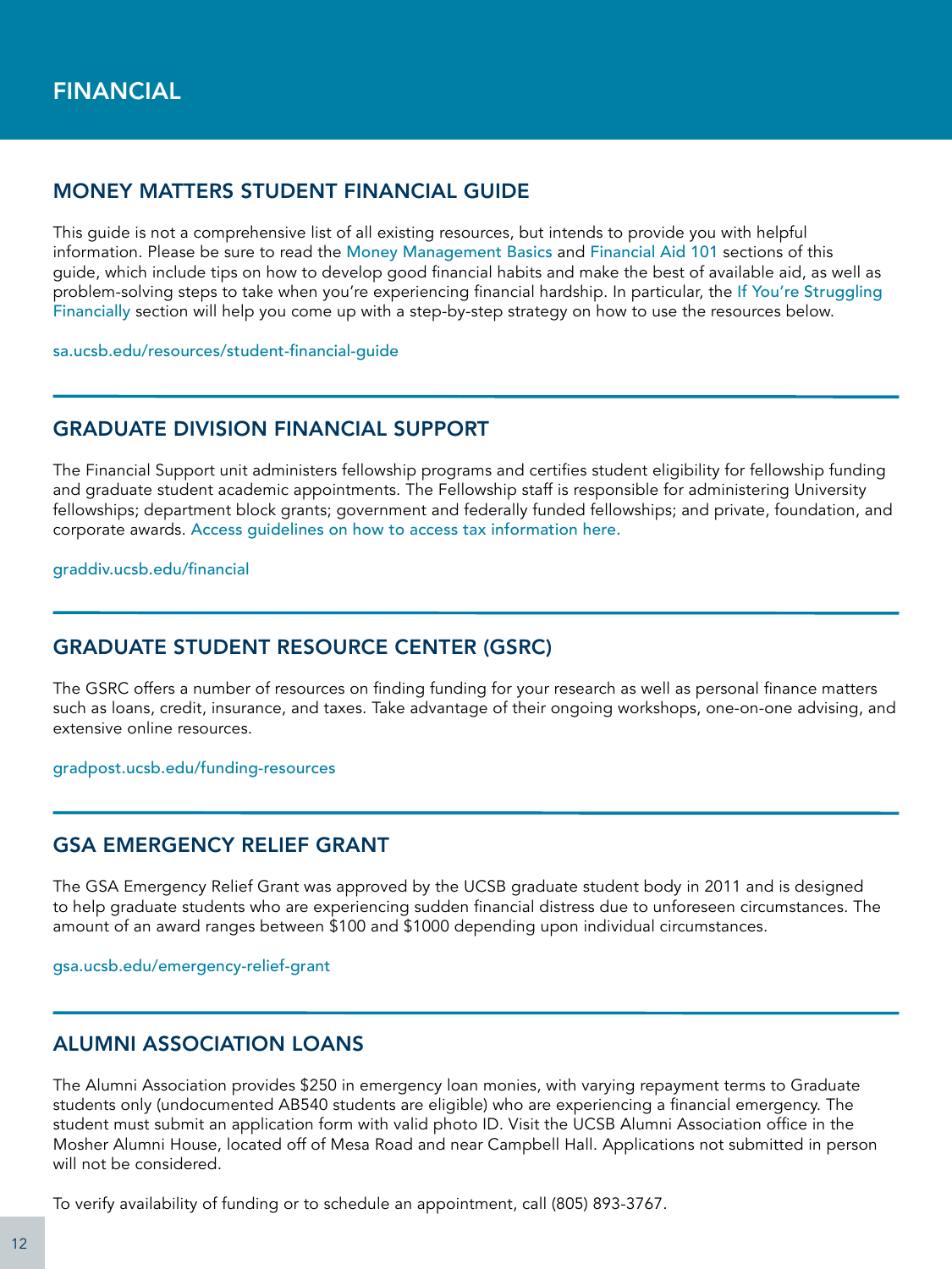# FINANCIAL

## MONEY MATTERS STUDENT FINANCIAL GUIDE

This guide is not a comprehensive list of all existing resources, but intends to provide you with helpful information. Please be sure to read the Money Management Basics and Financial Aid 101 sections of this guide, which include tips on how to develop good financial habits and make the best of available aid, as well as problem-solving steps to take when you're experiencing financial hardship. In particular, the If You're Struggling Financially section will help you come up with a step-by-step strategy on how to use the resources below.

sa.ucsb.edu/resources/student-financial-guide

---

## GRADUATE DIVISION FINANCIAL SUPPORT

The Financial Support unit administers fellowship programs and certifies student eligibility for fellowship funding and graduate student academic appointments. The Fellowship staff is responsible for administering University fellowships; department block grants; government and federally funded fellowships; and private, foundation, and corporate awards. Access guidelines on how to access tax information here.

graddiv.ucsb.edu/financial

---

## GRADUATE STUDENT RESOURCE CENTER (GSRC)

The GSRC offers a number of resources on finding funding for your research as well as personal finance matters such as loans, credit, insurance, and taxes. Take advantage of their ongoing workshops, one-on-one advising, and extensive online resources.

gradpost.ucsb.edu/funding-resources

---

## GSA EMERGENCY RELIEF GRANT

The GSA Emergency Relief Grant was approved by the UCSB graduate student body in 2011 and is designed to help graduate students who are experiencing sudden financial distress due to unforeseen circumstances. The amount of an award ranges between $100 and $1000 depending upon individual circumstances.

gsa.ucsb.edu/emergency-relief-grant

---

## ALUMNI ASSOCIATION LOANS

The Alumni Association provides $250 in emergency loan monies, with varying repayment terms to Graduate students only (undocumented AB540 students are eligible) who are experiencing a financial emergency. The student must submit an application form with valid photo ID. Visit the UCSB Alumni Association office in the Mosher Alumni House, located off of Mesa Road and near Campbell Hall. Applications not submitted in person will not be considered.

To verify availability of funding or to schedule an appointment, call (805) 893-3767.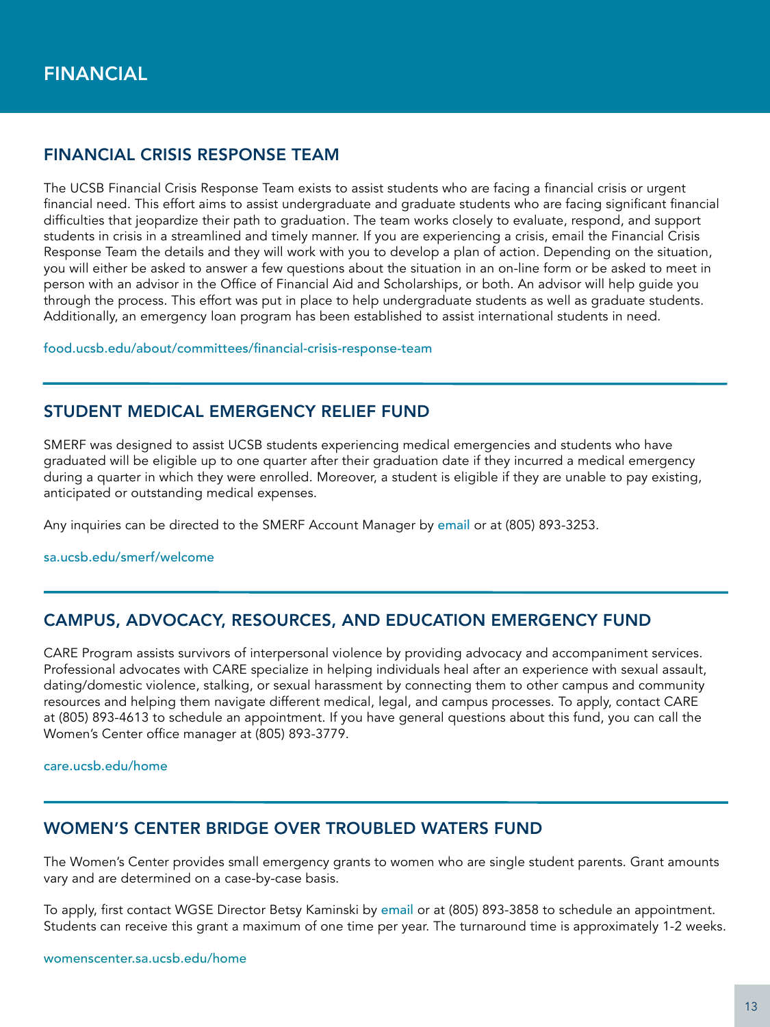# FINANCIAL

## FINANCIAL CRISIS RESPONSE TEAM

The UCSB Financial Crisis Response Team exists to assist students who are facing a financial crisis or urgent financial need. This effort aims to assist undergraduate and graduate students who are facing significant financial difficulties that jeopardize their path to graduation. The team works closely to evaluate, respond, and support students in crisis in a streamlined and timely manner. If you are experiencing a crisis, email the Financial Crisis Response Team the details and they will work with you to develop a plan of action. Depending on the situation, you will either be asked to answer a few questions about the situation in an on-line form or be asked to meet in person with an advisor in the Office of Financial Aid and Scholarships, or both. An advisor will help guide you through the process. This effort was put in place to help undergraduate students as well as graduate students. Additionally, an emergency loan program has been established to assist international students in need.

food.ucsb.edu/about/committees/financial-crisis-response-team

---

## STUDENT MEDICAL EMERGENCY RELIEF FUND

SMERF was designed to assist UCSB students experiencing medical emergencies and students who have graduated will be eligible up to one quarter after their graduation date if they incurred a medical emergency during a quarter in which they were enrolled. Moreover, a student is eligible if they are unable to pay existing, anticipated or outstanding medical expenses.

Any inquiries can be directed to the SMERF Account Manager by email or at (805) 893-3253.

sa.ucsb.edu/smerf/welcome

---

## CAMPUS, ADVOCACY, RESOURCES, AND EDUCATION EMERGENCY FUND

CARE Program assists survivors of interpersonal violence by providing advocacy and accompaniment services. Professional advocates with CARE specialize in helping individuals heal after an experience with sexual assault, dating/domestic violence, stalking, or sexual harassment by connecting them to other campus and community resources and helping them navigate different medical, legal, and campus processes. To apply, contact CARE at (805) 893-4613 to schedule an appointment. If you have general questions about this fund, you can call the Women's Center office manager at (805) 893-3779.

care.ucsb.edu/home

---

## WOMEN'S CENTER BRIDGE OVER TROUBLED WATERS FUND

The Women's Center provides small emergency grants to women who are single student parents. Grant amounts vary and are determined on a case-by-case basis.

To apply, first contact WGSE Director Betsy Kaminski by email or at (805) 893-3858 to schedule an appointment. Students can receive this grant a maximum of one time per year. The turnaround time is approximately 1-2 weeks.

womenscenter.sa.ucsb.edu/home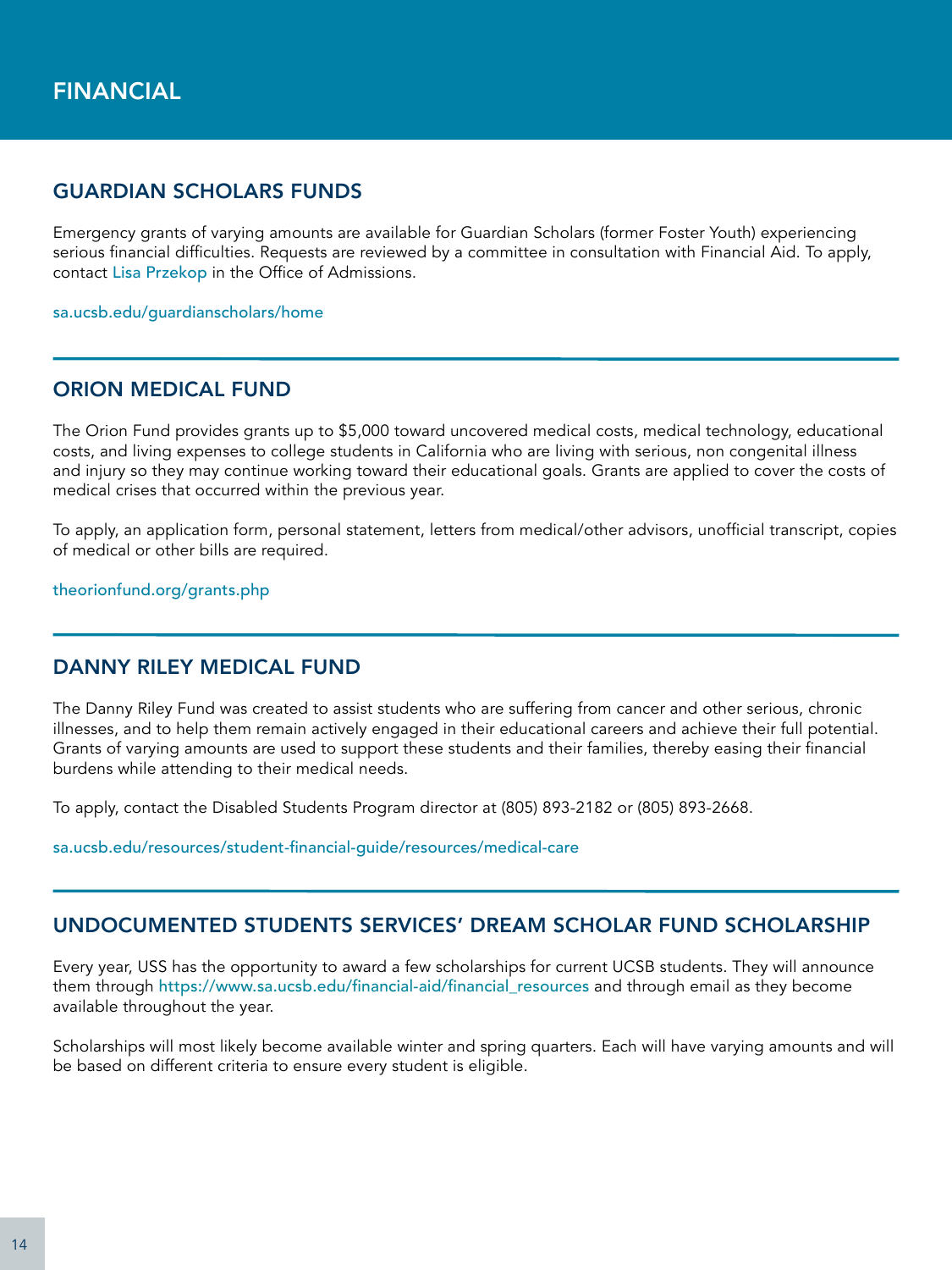# FINANCIAL

## GUARDIAN SCHOLARS FUNDS

Emergency grants of varying amounts are available for Guardian Scholars (former Foster Youth) experiencing serious financial difficulties. Requests are reviewed by a committee in consultation with Financial Aid. To apply, contact Lisa Przekop in the Office of Admissions.

sa.ucsb.edu/guardianscholars/home

## ORION MEDICAL FUND

The Orion Fund provides grants up to $5,000 toward uncovered medical costs, medical technology, educational costs, and living expenses to college students in California who are living with serious, non congenital illness and injury so they may continue working toward their educational goals. Grants are applied to cover the costs of medical crises that occurred within the previous year.

To apply, an application form, personal statement, letters from medical/other advisors, unofficial transcript, copies of medical or other bills are required.

theorionfund.org/grants.php

## DANNY RILEY MEDICAL FUND

The Danny Riley Fund was created to assist students who are suffering from cancer and other serious, chronic illnesses, and to help them remain actively engaged in their educational careers and achieve their full potential. Grants of varying amounts are used to support these students and their families, thereby easing their financial burdens while attending to their medical needs.

To apply, contact the Disabled Students Program director at (805) 893-2182 or (805) 893-2668.

sa.ucsb.edu/resources/student-financial-guide/resources/medical-care

## UNDOCUMENTED STUDENTS SERVICES' DREAM SCHOLAR FUND SCHOLARSHIP

Every year, USS has the opportunity to award a few scholarships for current UCSB students. They will announce them through https://www.sa.ucsb.edu/financial-aid/financial_resources and through email as they become available throughout the year.

Scholarships will most likely become available winter and spring quarters. Each will have varying amounts and will be based on different criteria to ensure every student is eligible.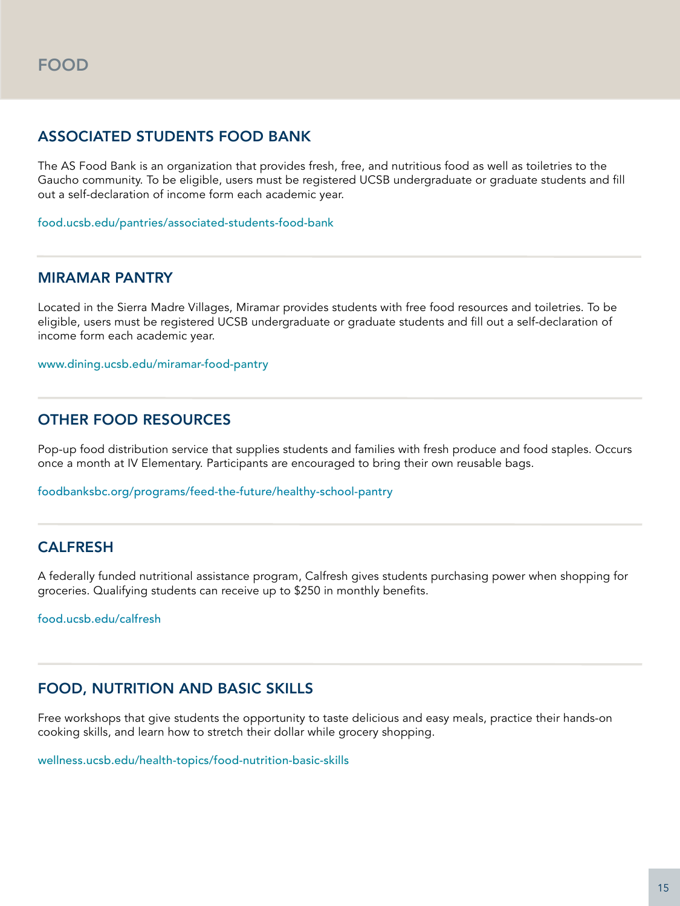# FOOD

## ASSOCIATED STUDENTS FOOD BANK

The AS Food Bank is an organization that provides fresh, free, and nutritious food as well as toiletries to the Gaucho community. To be eligible, users must be registered UCSB undergraduate or graduate students and fill out a self-declaration of income form each academic year.

food.ucsb.edu/pantries/associated-students-food-bank

---

## MIRAMAR PANTRY

Located in the Sierra Madre Villages, Miramar provides students with free food resources and toiletries. To be eligible, users must be registered UCSB undergraduate or graduate students and fill out a self-declaration of income form each academic year.

www.dining.ucsb.edu/miramar-food-pantry

---

## OTHER FOOD RESOURCES

Pop-up food distribution service that supplies students and families with fresh produce and food staples. Occurs once a month at IV Elementary. Participants are encouraged to bring their own reusable bags.

foodbanksbc.org/programs/feed-the-future/healthy-school-pantry

---

## CALFRESH

A federally funded nutritional assistance program, Calfresh gives students purchasing power when shopping for groceries. Qualifying students can receive up to $250 in monthly benefits.

food.ucsb.edu/calfresh

---

## FOOD, NUTRITION AND BASIC SKILLS

Free workshops that give students the opportunity to taste delicious and easy meals, practice their hands-on cooking skills, and learn how to stretch their dollar while grocery shopping.

wellness.ucsb.edu/health-topics/food-nutrition-basic-skills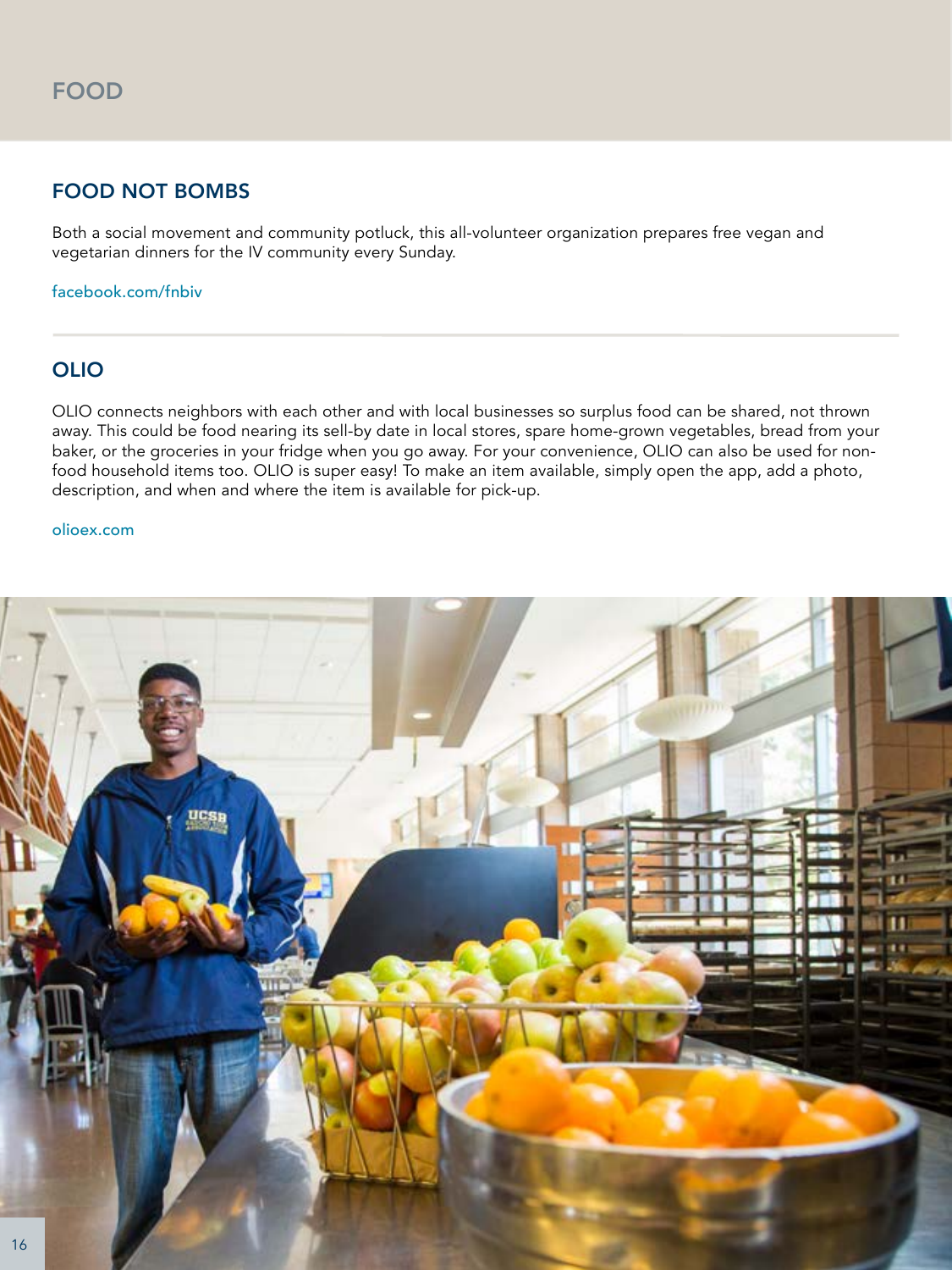# FOOD

## FOOD NOT BOMBS

Both a social movement and community potluck, this all-volunteer organization prepares free vegan and vegetarian dinners for the IV community every Sunday.

facebook.com/fnbiv

## OLIO

OLIO connects neighbors with each other and with local businesses so surplus food can be shared, not thrown away. This could be food nearing its sell-by date in local stores, spare home-grown vegetables, bread from your baker, or the groceries in your fridge when you go away. For your convenience, OLIO can also be used for non-food household items too. OLIO is super easy! To make an item available, simply open the app, add a photo, description, and when and where the item is available for pick-up.

olioex.com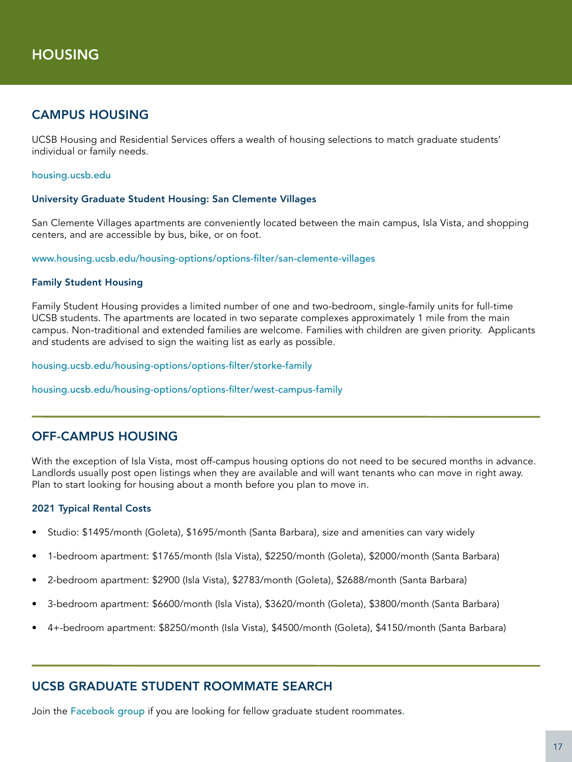# HOUSING

## CAMPUS HOUSING

UCSB Housing and Residential Services offers a wealth of housing selections to match graduate students' individual or family needs.

housing.ucsb.edu

### University Graduate Student Housing: San Clemente Villages

San Clemente Villages apartments are conveniently located between the main campus, Isla Vista, and shopping centers, and are accessible by bus, bike, or on foot.

www.housing.ucsb.edu/housing-options/options-filter/san-clemente-villages

### Family Student Housing

Family Student Housing provides a limited number of one and two-bedroom, single-family units for full-time UCSB students. The apartments are located in two separate complexes approximately 1 mile from the main campus. Non-traditional and extended families are welcome. Families with children are given priority. Applicants and students are advised to sign the waiting list as early as possible.

housing.ucsb.edu/housing-options/options-filter/storke-family

housing.ucsb.edu/housing-options/options-filter/west-campus-family

## OFF-CAMPUS HOUSING

With the exception of Isla Vista, most off-campus housing options do not need to be secured months in advance. Landlords usually post open listings when they are available and will want tenants who can move in right away. Plan to start looking for housing about a month before you plan to move in.

### 2021 Typical Rental Costs

- Studio: $1495/month (Goleta), $1695/month (Santa Barbara), size and amenities can vary widely
- 1-bedroom apartment: $1765/month (Isla Vista), $2250/month (Goleta), $2000/month (Santa Barbara)
- 2-bedroom apartment: $2900 (Isla Vista), $2783/month (Goleta), $2688/month (Santa Barbara)
- 3-bedroom apartment: $6600/month (Isla Vista), $3620/month (Goleta), $3800/month (Santa Barbara)
- 4+-bedroom apartment: $8250/month (Isla Vista), $4500/month (Goleta), $4150/month (Santa Barbara)

## UCSB GRADUATE STUDENT ROOMMATE SEARCH

Join the Facebook group if you are looking for fellow graduate student roommates.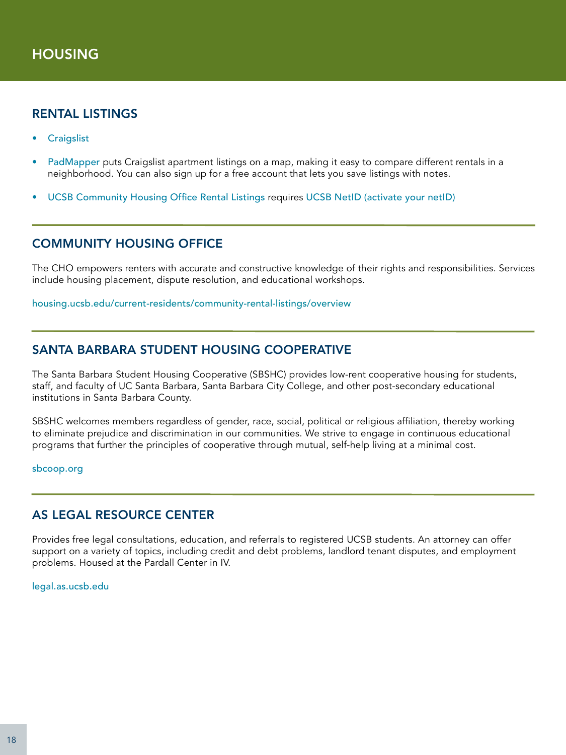# HOUSING

## RENTAL LISTINGS

- Craigslist
- PadMapper puts Craigslist apartment listings on a map, making it easy to compare different rentals in a neighborhood. You can also sign up for a free account that lets you save listings with notes.
- UCSB Community Housing Office Rental Listings requires UCSB NetID (activate your netID)

## COMMUNITY HOUSING OFFICE

The CHO empowers renters with accurate and constructive knowledge of their rights and responsibilities. Services include housing placement, dispute resolution, and educational workshops.

housing.ucsb.edu/current-residents/community-rental-listings/overview

## SANTA BARBARA STUDENT HOUSING COOPERATIVE

The Santa Barbara Student Housing Cooperative (SBSHC) provides low-rent cooperative housing for students, staff, and faculty of UC Santa Barbara, Santa Barbara City College, and other post-secondary educational institutions in Santa Barbara County.

SBSHC welcomes members regardless of gender, race, social, political or religious affiliation, thereby working to eliminate prejudice and discrimination in our communities. We strive to engage in continuous educational programs that further the principles of cooperative through mutual, self-help living at a minimal cost.

sbcoop.org

## AS LEGAL RESOURCE CENTER

Provides free legal consultations, education, and referrals to registered UCSB students. An attorney can offer support on a variety of topics, including credit and debt problems, landlord tenant disputes, and employment problems. Housed at the Pardall Center in IV.

legal.as.ucsb.edu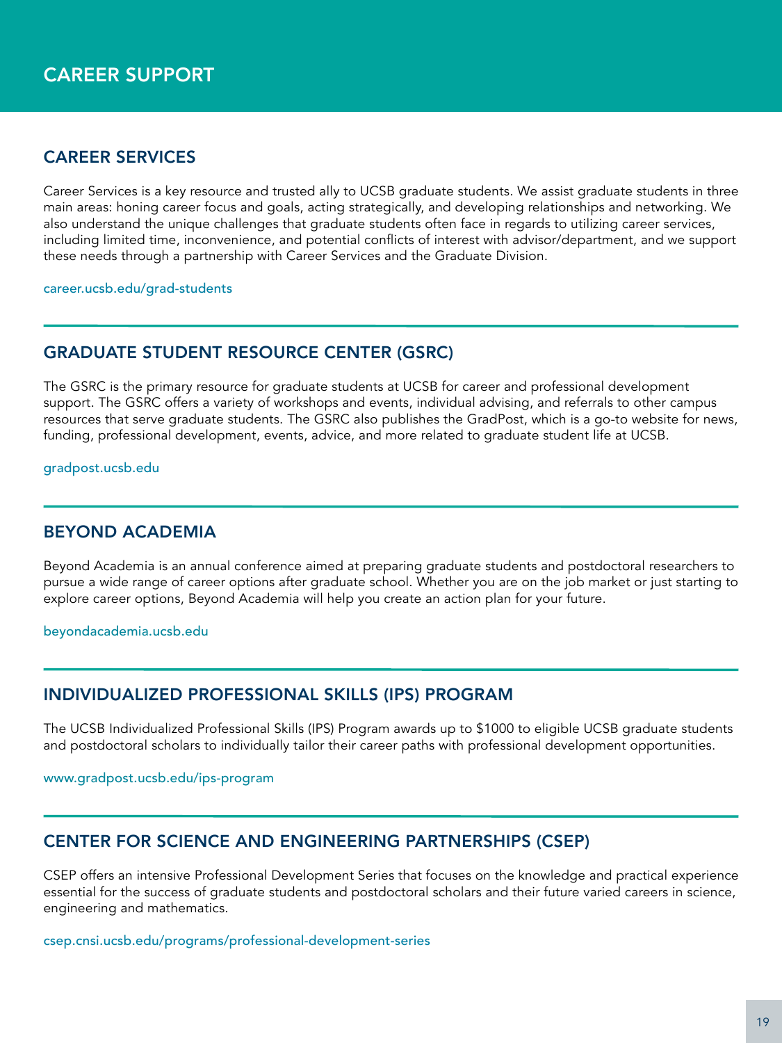# CAREER SUPPORT

## CAREER SERVICES

Career Services is a key resource and trusted ally to UCSB graduate students. We assist graduate students in three main areas: honing career focus and goals, acting strategically, and developing relationships and networking. We also understand the unique challenges that graduate students often face in regards to utilizing career services, including limited time, inconvenience, and potential conflicts of interest with advisor/department, and we support these needs through a partnership with Career Services and the Graduate Division.

career.ucsb.edu/grad-students

---

## GRADUATE STUDENT RESOURCE CENTER (GSRC)

The GSRC is the primary resource for graduate students at UCSB for career and professional development support. The GSRC offers a variety of workshops and events, individual advising, and referrals to other campus resources that serve graduate students. The GSRC also publishes the GradPost, which is a go-to website for news, funding, professional development, events, advice, and more related to graduate student life at UCSB.

gradpost.ucsb.edu

---

## BEYOND ACADEMIA

Beyond Academia is an annual conference aimed at preparing graduate students and postdoctoral researchers to pursue a wide range of career options after graduate school. Whether you are on the job market or just starting to explore career options, Beyond Academia will help you create an action plan for your future.

beyondacademia.ucsb.edu

---

## INDIVIDUALIZED PROFESSIONAL SKILLS (IPS) PROGRAM

The UCSB Individualized Professional Skills (IPS) Program awards up to $1000 to eligible UCSB graduate students and postdoctoral scholars to individually tailor their career paths with professional development opportunities.

www.gradpost.ucsb.edu/ips-program

---

## CENTER FOR SCIENCE AND ENGINEERING PARTNERSHIPS (CSEP)

CSEP offers an intensive Professional Development Series that focuses on the knowledge and practical experience essential for the success of graduate students and postdoctoral scholars and their future varied careers in science, engineering and mathematics.

csep.cnsi.ucsb.edu/programs/professional-development-series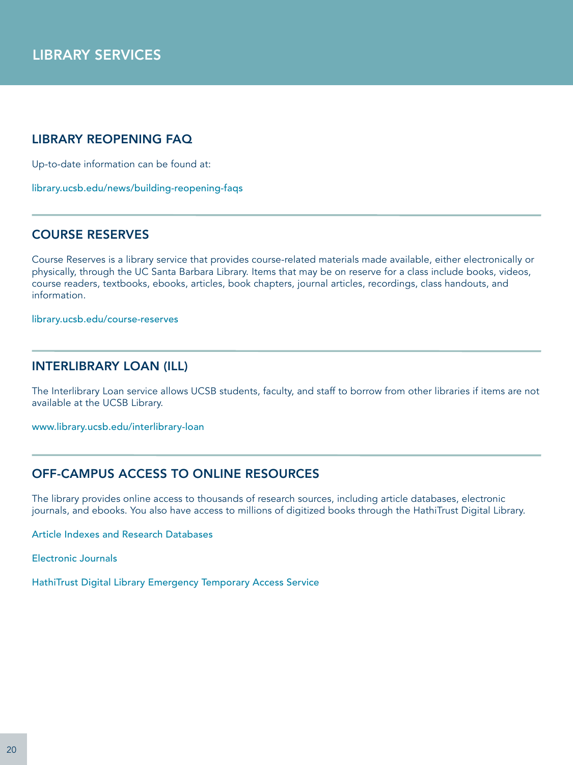# LIBRARY SERVICES

## LIBRARY REOPENING FAQ

Up-to-date information can be found at:

library.ucsb.edu/news/building-reopening-faqs

## COURSE RESERVES

Course Reserves is a library service that provides course-related materials made available, either electronically or physically, through the UC Santa Barbara Library. Items that may be on reserve for a class include books, videos, course readers, textbooks, ebooks, articles, book chapters, journal articles, recordings, class handouts, and information.

library.ucsb.edu/course-reserves

## INTERLIBRARY LOAN (ILL)

The Interlibrary Loan service allows UCSB students, faculty, and staff to borrow from other libraries if items are not available at the UCSB Library.

www.library.ucsb.edu/interlibrary-loan

## OFF-CAMPUS ACCESS TO ONLINE RESOURCES

The library provides online access to thousands of research sources, including article databases, electronic journals, and ebooks. You also have access to millions of digitized books through the HathiTrust Digital Library.

Article Indexes and Research Databases

Electronic Journals

HathiTrust Digital Library Emergency Temporary Access Service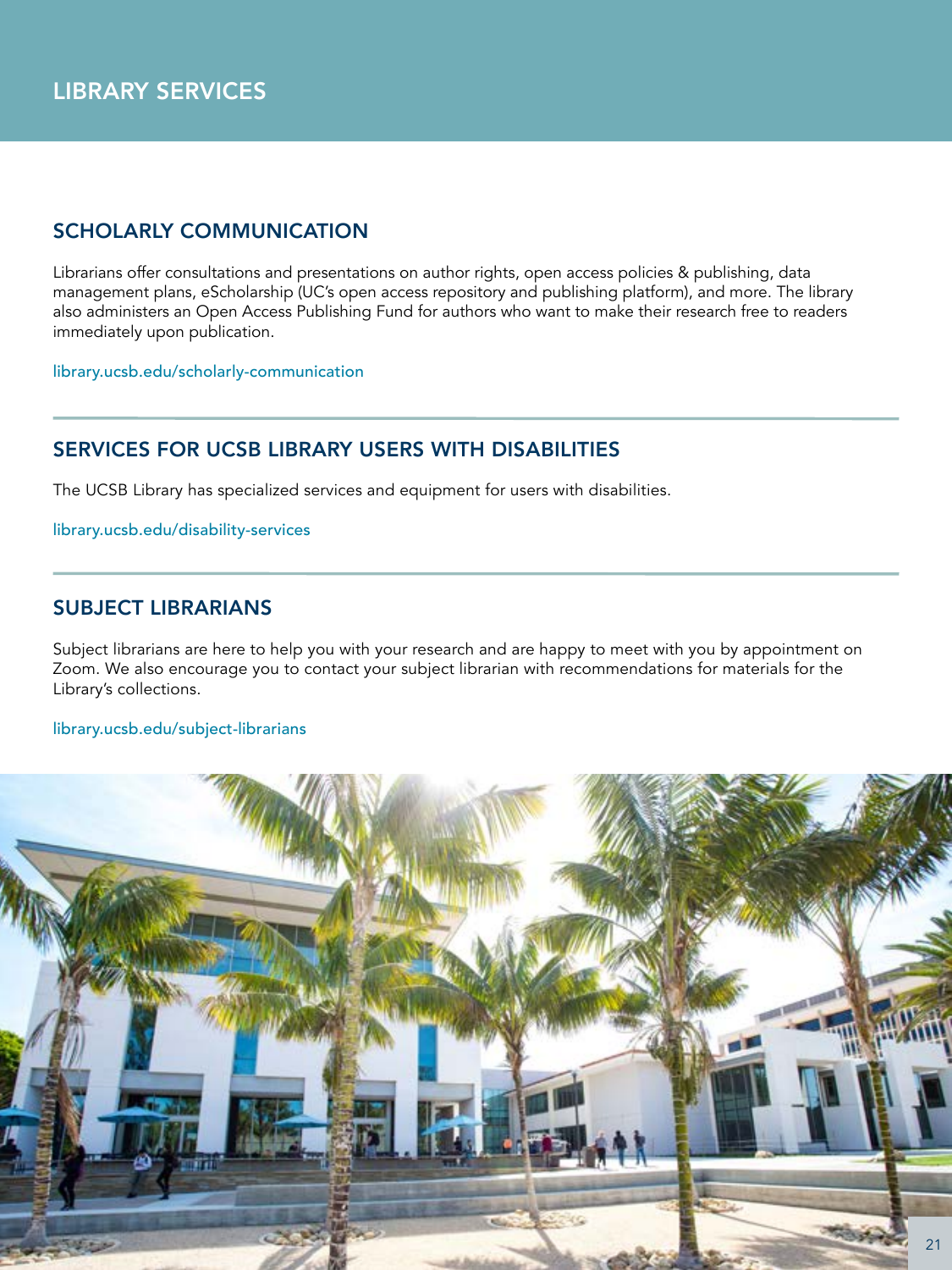# LIBRARY SERVICES

## SCHOLARLY COMMUNICATION

Librarians offer consultations and presentations on author rights, open access policies & publishing, data management plans, eScholarship (UC's open access repository and publishing platform), and more. The library also administers an Open Access Publishing Fund for authors who want to make their research free to readers immediately upon publication.

library.ucsb.edu/scholarly-communication

## SERVICES FOR UCSB LIBRARY USERS WITH DISABILITIES

The UCSB Library has specialized services and equipment for users with disabilities.

library.ucsb.edu/disability-services

## SUBJECT LIBRARIANS

Subject librarians are here to help you with your research and are happy to meet with you by appointment on Zoom. We also encourage you to contact your subject librarian with recommendations for materials for the Library's collections.

library.ucsb.edu/subject-librarians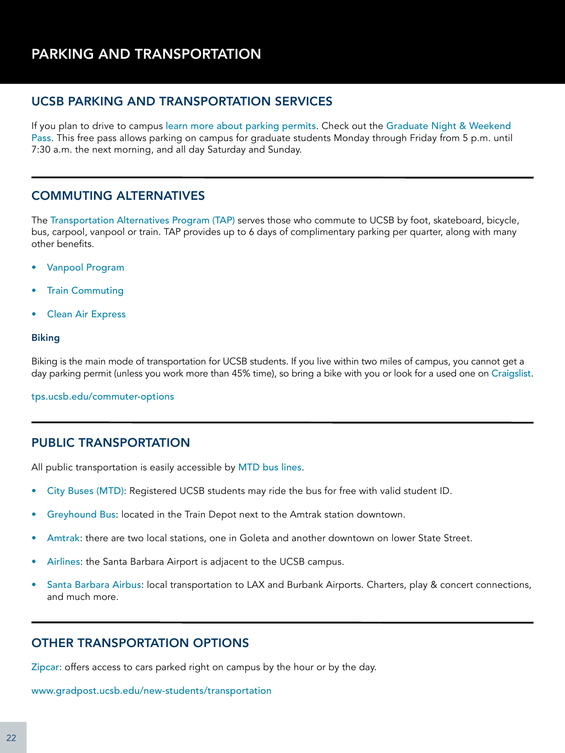# PARKING AND TRANSPORTATION

## UCSB PARKING AND TRANSPORTATION SERVICES

If you plan to drive to campus learn more about parking permits. Check out the Graduate Night & Weekend Pass. This free pass allows parking on campus for graduate students Monday through Friday from 5 p.m. until 7:30 a.m. the next morning, and all day Saturday and Sunday.

---

## COMMUTING ALTERNATIVES

The Transportation Alternatives Program (TAP) serves those who commute to UCSB by foot, skateboard, bicycle, bus, carpool, vanpool or train. TAP provides up to 6 days of complimentary parking per quarter, along with many other benefits.

- Vanpool Program
- Train Commuting
- Clean Air Express

### Biking

Biking is the main mode of transportation for UCSB students. If you live within two miles of campus, you cannot get a day parking permit (unless you work more than 45% time), so bring a bike with you or look for a used one on Craigslist.

tps.ucsb.edu/commuter-options

---

## PUBLIC TRANSPORTATION

All public transportation is easily accessible by MTD bus lines.

- City Buses (MTD): Registered UCSB students may ride the bus for free with valid student ID.
- Greyhound Bus: located in the Train Depot next to the Amtrak station downtown.
- Amtrak: there are two local stations, one in Goleta and another downtown on lower State Street.
- Airlines: the Santa Barbara Airport is adjacent to the UCSB campus.
- Santa Barbara Airbus: local transportation to LAX and Burbank Airports. Charters, play & concert connections, and much more.

---

## OTHER TRANSPORTATION OPTIONS

Zipcar: offers access to cars parked right on campus by the hour or by the day.

www.gradpost.ucsb.edu/new-students/transportation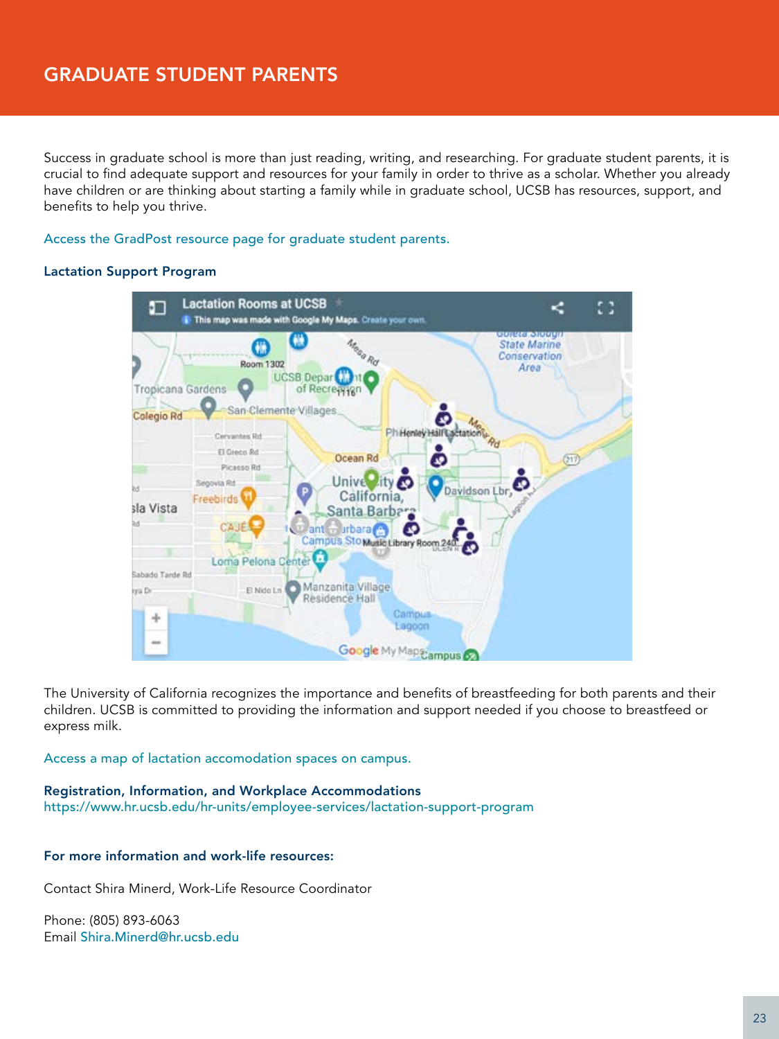# GRADUATE STUDENT PARENTS

Success in graduate school is more than just reading, writing, and researching. For graduate student parents, it is crucial to find adequate support and resources for your family in order to thrive as a scholar. Whether you already have children or are thinking about starting a family while in graduate school, UCSB has resources, support, and benefits to help you thrive.

Access the GradPost resource page for graduate student parents.

**Lactation Support Program**

The University of California recognizes the importance and benefits of breastfeeding for both parents and their children. UCSB is committed to providing the information and support needed if you choose to breastfeed or express milk.

Access a map of lactation accomodation spaces on campus.

**Registration, Information, and Workplace Accommodations**
https://www.hr.ucsb.edu/hr-units/employee-services/lactation-support-program

**For more information and work-life resources:**

Contact Shira Minerd, Work-Life Resource Coordinator

Phone: (805) 893-6063
Email Shira.Minerd@hr.ucsb.edu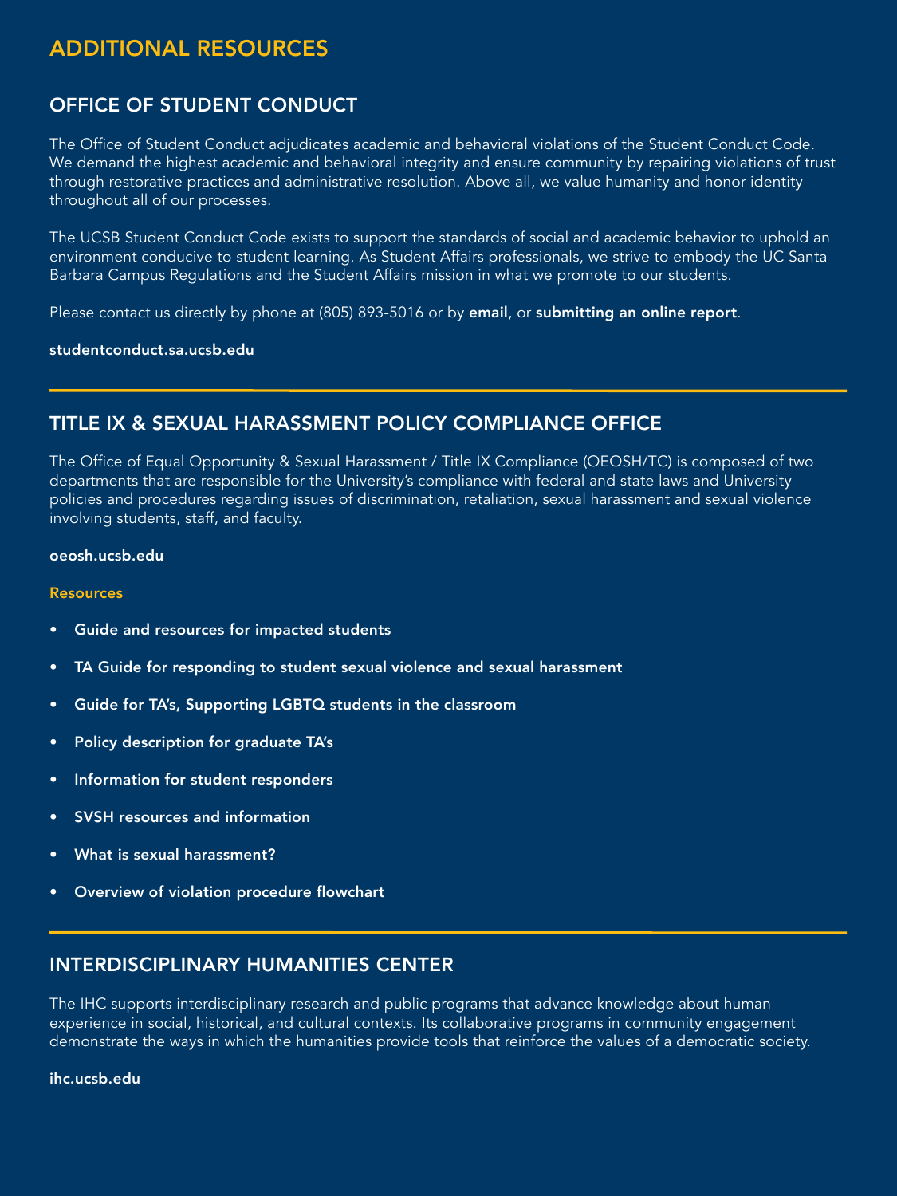# ADDITIONAL RESOURCES

## OFFICE OF STUDENT CONDUCT

The Office of Student Conduct adjudicates academic and behavioral violations of the Student Conduct Code. We demand the highest academic and behavioral integrity and ensure community by repairing violations of trust through restorative practices and administrative resolution. Above all, we value humanity and honor identity throughout all of our processes.

The UCSB Student Conduct Code exists to support the standards of social and academic behavior to uphold an environment conducive to student learning. As Student Affairs professionals, we strive to embody the UC Santa Barbara Campus Regulations and the Student Affairs mission in what we promote to our students.

Please contact us directly by phone at (805) 893-5016 or by **email**, or **submitting an online report**.

**studentconduct.sa.ucsb.edu**

## TITLE IX & SEXUAL HARASSMENT POLICY COMPLIANCE OFFICE

The Office of Equal Opportunity & Sexual Harassment / Title IX Compliance (OEOSH/TC) is composed of two departments that are responsible for the University's compliance with federal and state laws and University policies and procedures regarding issues of discrimination, retaliation, sexual harassment and sexual violence involving students, staff, and faculty.

**oeosh.ucsb.edu**

**Resources**

- **Guide and resources for impacted students**
- **TA Guide for responding to student sexual violence and sexual harassment**
- **Guide for TA's, Supporting LGBTQ students in the classroom**
- **Policy description for graduate TA's**
- **Information for student responders**
- **SVSH resources and information**
- **What is sexual harassment?**
- **Overview of violation procedure flowchart**

## INTERDISCIPLINARY HUMANITIES CENTER

The IHC supports interdisciplinary research and public programs that advance knowledge about human experience in social, historical, and cultural contexts. Its collaborative programs in community engagement demonstrate the ways in which the humanities provide tools that reinforce the values of a democratic society.

**ihc.ucsb.edu**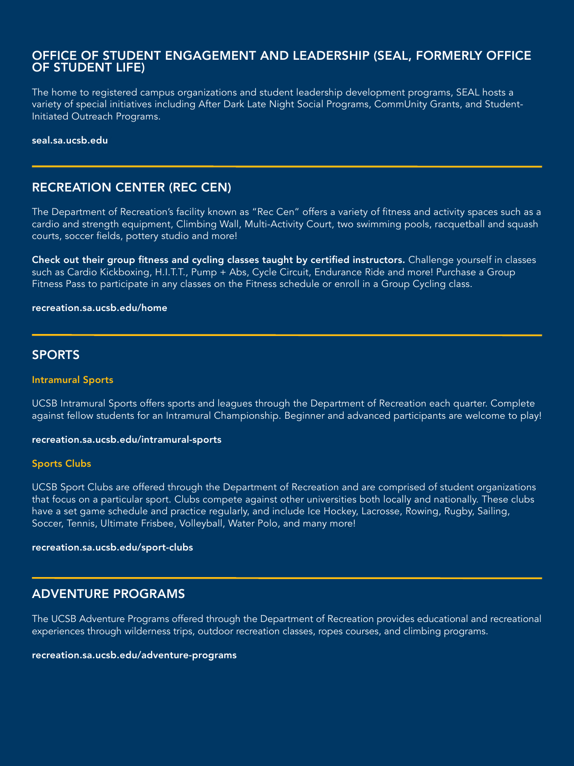## OFFICE OF STUDENT ENGAGEMENT AND LEADERSHIP (SEAL, FORMERLY OFFICE OF STUDENT LIFE)

The home to registered campus organizations and student leadership development programs, SEAL hosts a variety of special initiatives including After Dark Late Night Social Programs, CommUnity Grants, and Student-Initiated Outreach Programs.

**seal.sa.ucsb.edu**

---

## RECREATION CENTER (REC CEN)

The Department of Recreation's facility known as "Rec Cen" offers a variety of fitness and activity spaces such as a cardio and strength equipment, Climbing Wall, Multi-Activity Court, two swimming pools, racquetball and squash courts, soccer fields, pottery studio and more!

**Check out their group fitness and cycling classes taught by certified instructors.** Challenge yourself in classes such as Cardio Kickboxing, H.I.T.T., Pump + Abs, Cycle Circuit, Endurance Ride and more! Purchase a Group Fitness Pass to participate in any classes on the Fitness schedule or enroll in a Group Cycling class.

**recreation.sa.ucsb.edu/home**

---

## SPORTS

### Intramural Sports

UCSB Intramural Sports offers sports and leagues through the Department of Recreation each quarter. Complete against fellow students for an Intramural Championship. Beginner and advanced participants are welcome to play!

**recreation.sa.ucsb.edu/intramural-sports**

### Sports Clubs

UCSB Sport Clubs are offered through the Department of Recreation and are comprised of student organizations that focus on a particular sport. Clubs compete against other universities both locally and nationally. These clubs have a set game schedule and practice regularly, and include Ice Hockey, Lacrosse, Rowing, Rugby, Sailing, Soccer, Tennis, Ultimate Frisbee, Volleyball, Water Polo, and many more!

**recreation.sa.ucsb.edu/sport-clubs**

---

## ADVENTURE PROGRAMS

The UCSB Adventure Programs offered through the Department of Recreation provides educational and recreational experiences through wilderness trips, outdoor recreation classes, ropes courses, and climbing programs.

**recreation.sa.ucsb.edu/adventure-programs**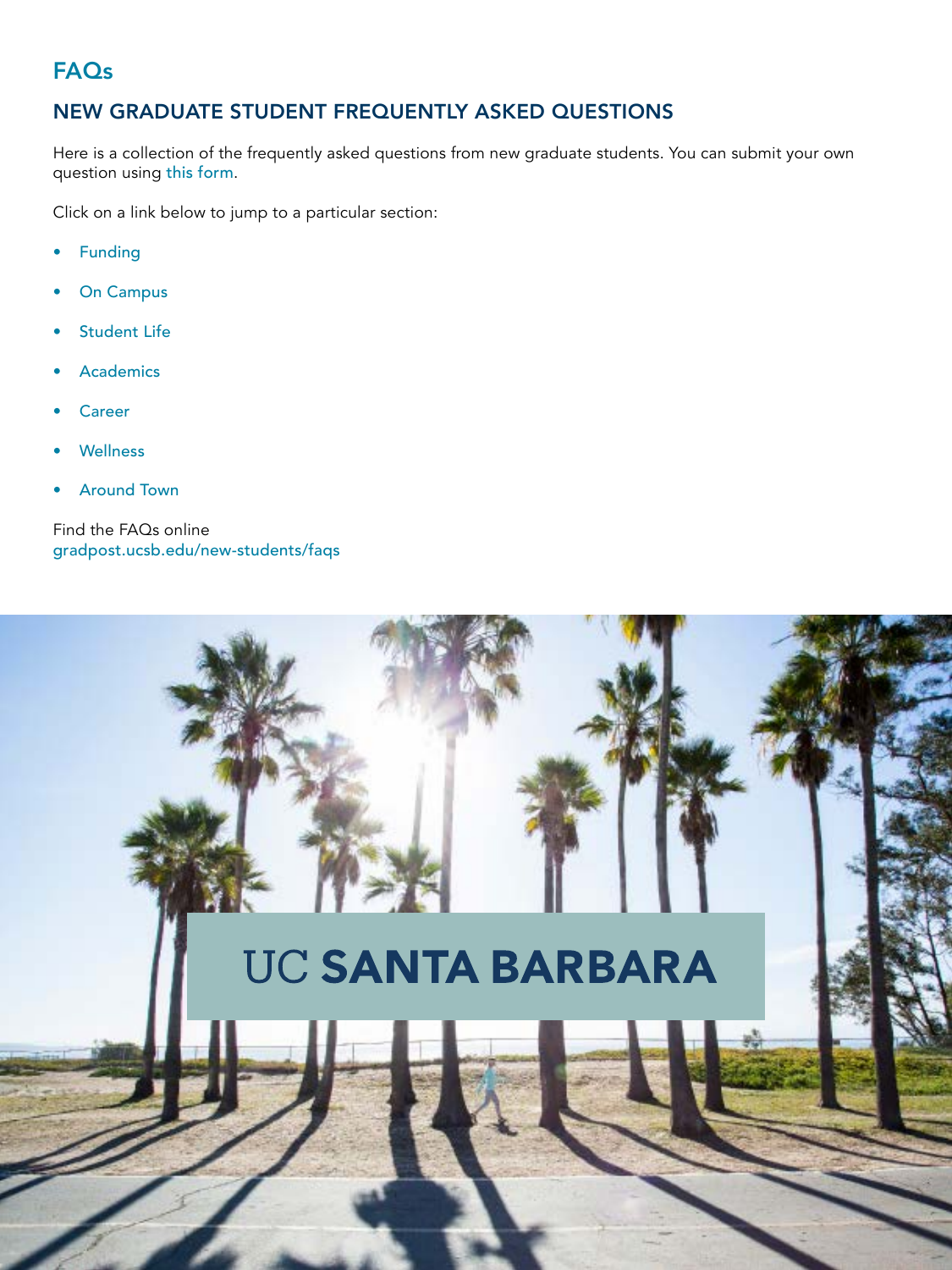# FAQs

## NEW GRADUATE STUDENT FREQUENTLY ASKED QUESTIONS

Here is a collection of the frequently asked questions from new graduate students. You can submit your own question using this form.

Click on a link below to jump to a particular section:

- Funding
- On Campus
- Student Life
- Academics
- Career
- Wellness
- Around Town

Find the FAQs online
gradpost.ucsb.edu/new-students/faqs

UC SANTA BARBARA